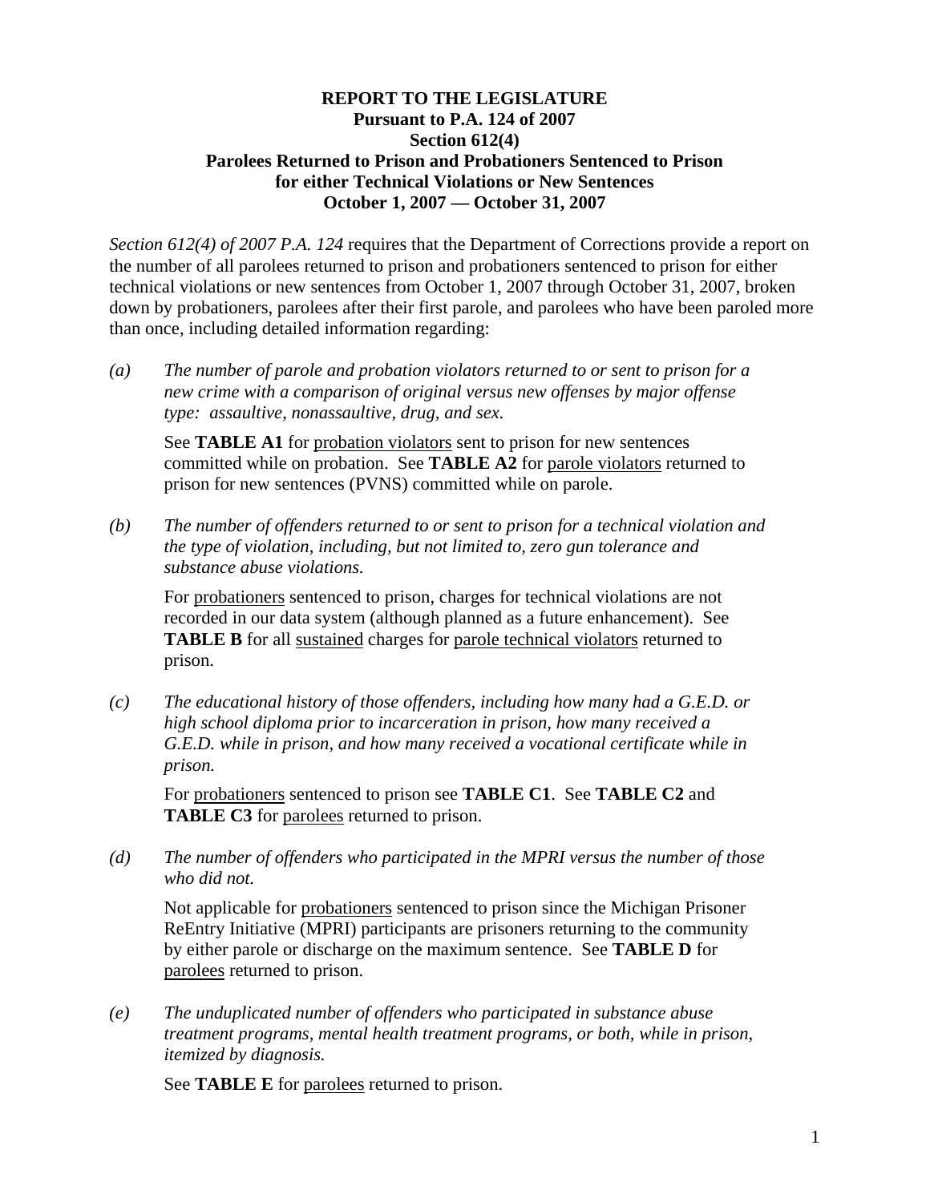**REPORT TO THE LEGISLATURE**
**Pursuant to P.A. 124 of 2007**
**Section 612(4)**
**Parolees Returned to Prison and Probationers Sentenced to Prison**
**for either Technical Violations or New Sentences**
**October 1, 2007 — October 31, 2007**

*Section 612(4) of 2007 P.A. 124* requires that the Department of Corrections provide a report on the number of all parolees returned to prison and probationers sentenced to prison for either technical violations or new sentences from October 1, 2007 through October 31, 2007, broken down by probationers, parolees after their first parole, and parolees who have been paroled more than once, including detailed information regarding:

*(a) The number of parole and probation violators returned to or sent to prison for a new crime with a comparison of original versus new offenses by major offense type: assaultive, nonassaultive, drug, and sex.*

See **TABLE A1** for probation violators sent to prison for new sentences committed while on probation. See **TABLE A2** for parole violators returned to prison for new sentences (PVNS) committed while on parole.

*(b) The number of offenders returned to or sent to prison for a technical violation and the type of violation, including, but not limited to, zero gun tolerance and substance abuse violations.*

For probationers sentenced to prison, charges for technical violations are not recorded in our data system (although planned as a future enhancement). See **TABLE B** for all sustained charges for parole technical violators returned to prison.

*(c) The educational history of those offenders, including how many had a G.E.D. or high school diploma prior to incarceration in prison, how many received a G.E.D. while in prison, and how many received a vocational certificate while in prison.*

For probationers sentenced to prison see **TABLE C1**. See **TABLE C2** and **TABLE C3** for parolees returned to prison.

*(d) The number of offenders who participated in the MPRI versus the number of those who did not.*

Not applicable for probationers sentenced to prison since the Michigan Prisoner ReEntry Initiative (MPRI) participants are prisoners returning to the community by either parole or discharge on the maximum sentence. See **TABLE D** for parolees returned to prison.

*(e) The unduplicated number of offenders who participated in substance abuse treatment programs, mental health treatment programs, or both, while in prison, itemized by diagnosis.*

See **TABLE E** for parolees returned to prison.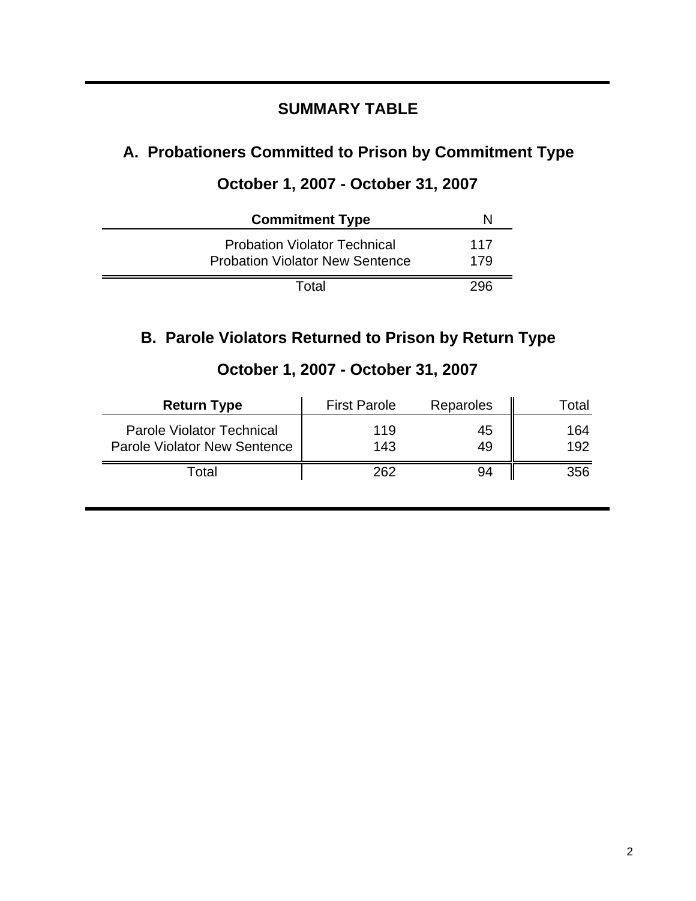## SUMMARY TABLE

### A. Probationers Committed to Prison by Commitment Type

### October 1, 2007 - October 31, 2007

| Commitment Type | N |
|---|---|
| Probation Violator Technical | 117 |
| Probation Violator New Sentence | 179 |
| Total | 296 |

### B. Parole Violators Returned to Prison by Return Type

### October 1, 2007 - October 31, 2007

| Return Type | First Parole | Reparoles | Total |
|---|---|---|---|
| Parole Violator Technical | 119 | 45 | 164 |
| Parole Violator New Sentence | 143 | 49 | 192 |
| Total | 262 | 94 | 356 |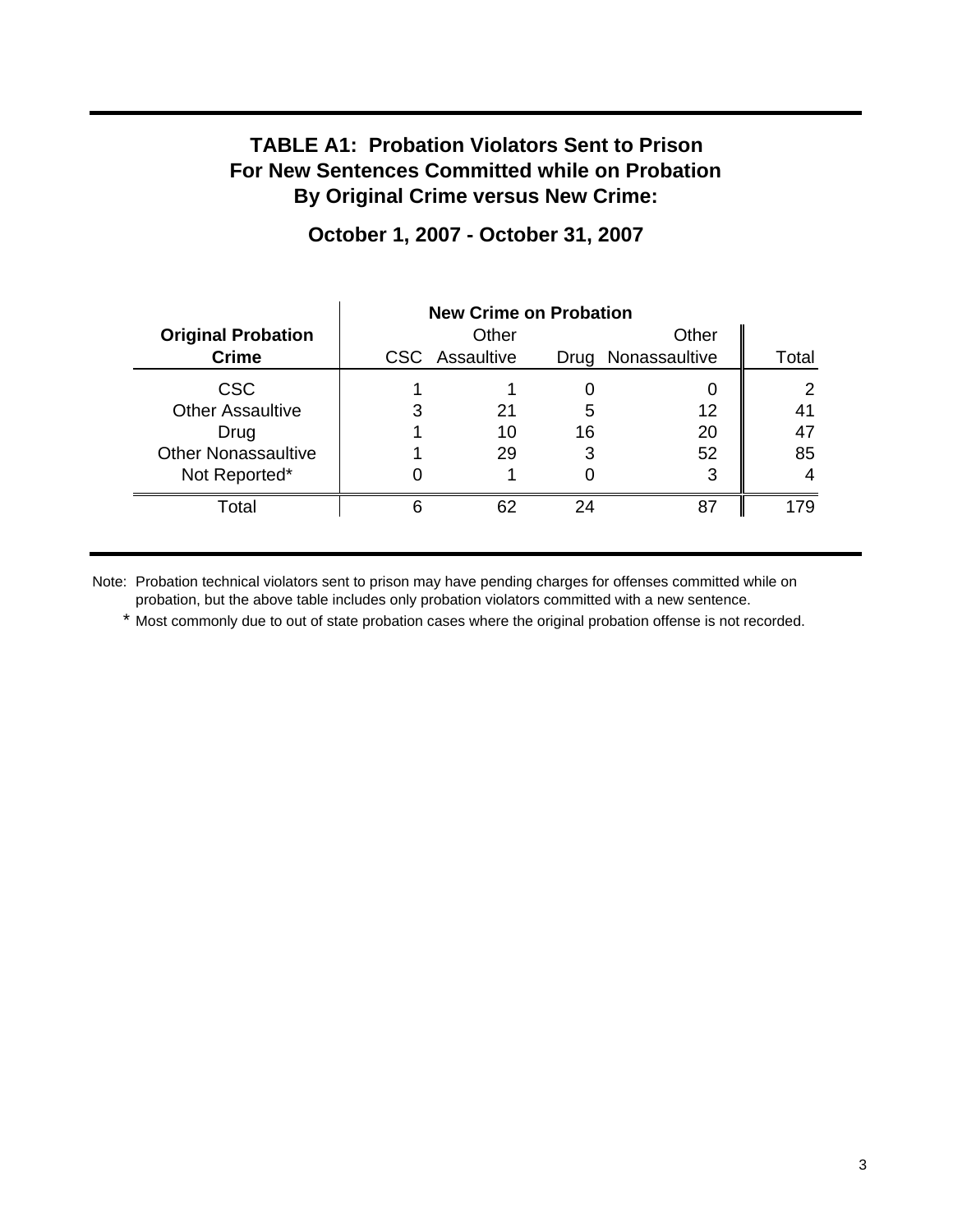# TABLE A1: Probation Violators Sent to Prison For New Sentences Committed while on Probation By Original Crime versus New Crime:

## October 1, 2007 - October 31, 2007

| Original Probation Crime | New Crime on Probation | | | | |
|---|---|---|---|---|---|
| | CSC | Other Assaultive | Drug | Other Nonassaultive | Total |
| CSC | 1 | 1 | 0 | 0 | 2 |
| Other Assaultive | 3 | 21 | 5 | 12 | 41 |
| Drug | 1 | 10 | 16 | 20 | 47 |
| Other Nonassaultive | 1 | 29 | 3 | 52 | 85 |
| Not Reported* | 0 | 1 | 0 | 3 | 4 |
| Total | 6 | 62 | 24 | 87 | 179 |

Note: Probation technical violators sent to prison may have pending charges for offenses committed while on probation, but the above table includes only probation violators committed with a new sentence.

\* Most commonly due to out of state probation cases where the original probation offense is not recorded.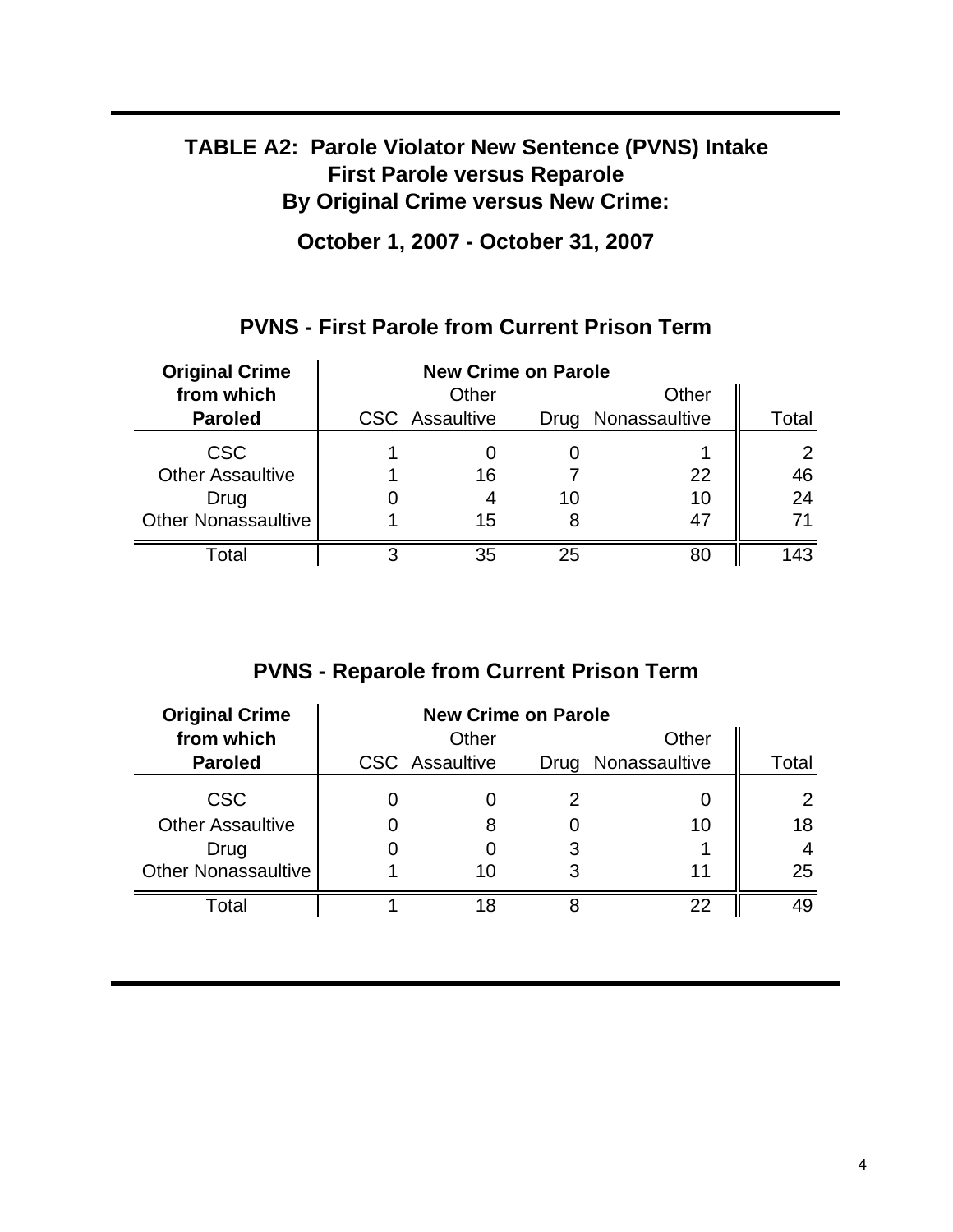# TABLE A2: Parole Violator New Sentence (PVNS) Intake
# First Parole versus Reparole
# By Original Crime versus New Crime:

**October 1, 2007 - October 31, 2007**

## PVNS - First Parole from Current Prison Term

| Original Crime from which Paroled | New Crime on Parole | | | | Total |
|---|---|---|---|---|---|
| | CSC | Other Assaultive | Drug | Other Nonassaultive | |
| CSC | 1 | 0 | 0 | 1 | 2 |
| Other Assaultive | 1 | 16 | 7 | 22 | 46 |
| Drug | 0 | 4 | 10 | 10 | 24 |
| Other Nonassaultive | 1 | 15 | 8 | 47 | 71 |
| Total | 3 | 35 | 25 | 80 | 143 |

## PVNS - Reparole from Current Prison Term

| Original Crime from which Paroled | New Crime on Parole | | | | Total |
|---|---|---|---|---|---|
| | CSC | Other Assaultive | Drug | Other Nonassaultive | |
| CSC | 0 | 0 | 2 | 0 | 2 |
| Other Assaultive | 0 | 8 | 0 | 10 | 18 |
| Drug | 0 | 0 | 3 | 1 | 4 |
| Other Nonassaultive | 1 | 10 | 3 | 11 | 25 |
| Total | 1 | 18 | 8 | 22 | 49 |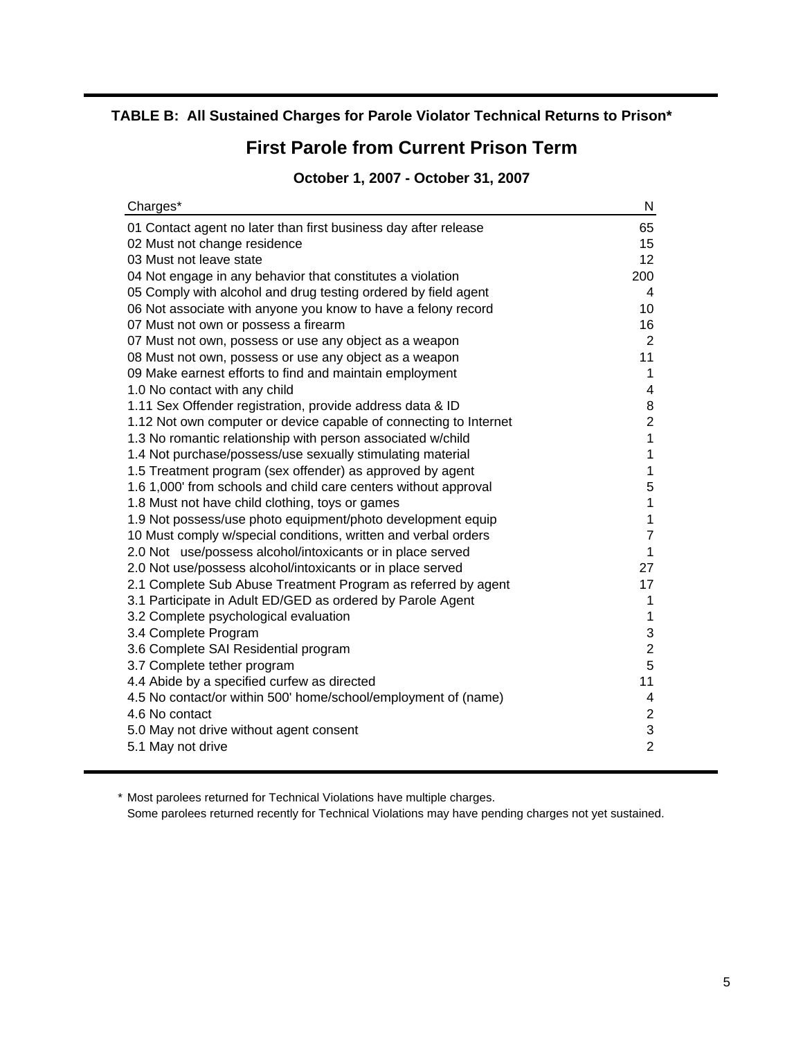**TABLE B: All Sustained Charges for Parole Violator Technical Returns to Prison***

## First Parole from Current Prison Term

**October 1, 2007 - October 31, 2007**

| Charges* | N |
|---|---|
| 01 Contact agent no later than first business day after release | 65 |
| 02 Must not change residence | 15 |
| 03 Must not leave state | 12 |
| 04 Not engage in any behavior that constitutes a violation | 200 |
| 05 Comply with alcohol and drug testing ordered by field agent | 4 |
| 06 Not associate with anyone you know to have a felony record | 10 |
| 07 Must not own or possess a firearm | 16 |
| 07 Must not own, possess or use any object as a weapon | 2 |
| 08 Must not own, possess or use any object as a weapon | 11 |
| 09 Make earnest efforts to find and maintain employment | 1 |
| 1.0 No contact with any child | 4 |
| 1.11 Sex Offender registration, provide address data & ID | 8 |
| 1.12 Not own computer or device capable of connecting to Internet | 2 |
| 1.3 No romantic relationship with person associated w/child | 1 |
| 1.4 Not purchase/possess/use sexually stimulating material | 1 |
| 1.5 Treatment program (sex offender) as approved by agent | 1 |
| 1.6 1,000' from schools and child care centers without approval | 5 |
| 1.8 Must not have child clothing, toys or games | 1 |
| 1.9 Not possess/use photo equipment/photo development equip | 1 |
| 10 Must comply w/special conditions, written and verbal orders | 7 |
| 2.0 Not use/possess alcohol/intoxicants or in place served | 1 |
| 2.0 Not use/possess alcohol/intoxicants or in place served | 27 |
| 2.1 Complete Sub Abuse Treatment Program as referred by agent | 17 |
| 3.1 Participate in Adult ED/GED as ordered by Parole Agent | 1 |
| 3.2 Complete psychological evaluation | 1 |
| 3.4 Complete Program | 3 |
| 3.6 Complete SAI Residential program | 2 |
| 3.7 Complete tether program | 5 |
| 4.4 Abide by a specified curfew as directed | 11 |
| 4.5 No contact/or within 500' home/school/employment of (name) | 4 |
| 4.6 No contact | 2 |
| 5.0 May not drive without agent consent | 3 |
| 5.1 May not drive | 2 |

\* Most parolees returned for Technical Violations have multiple charges.
Some parolees returned recently for Technical Violations may have pending charges not yet sustained.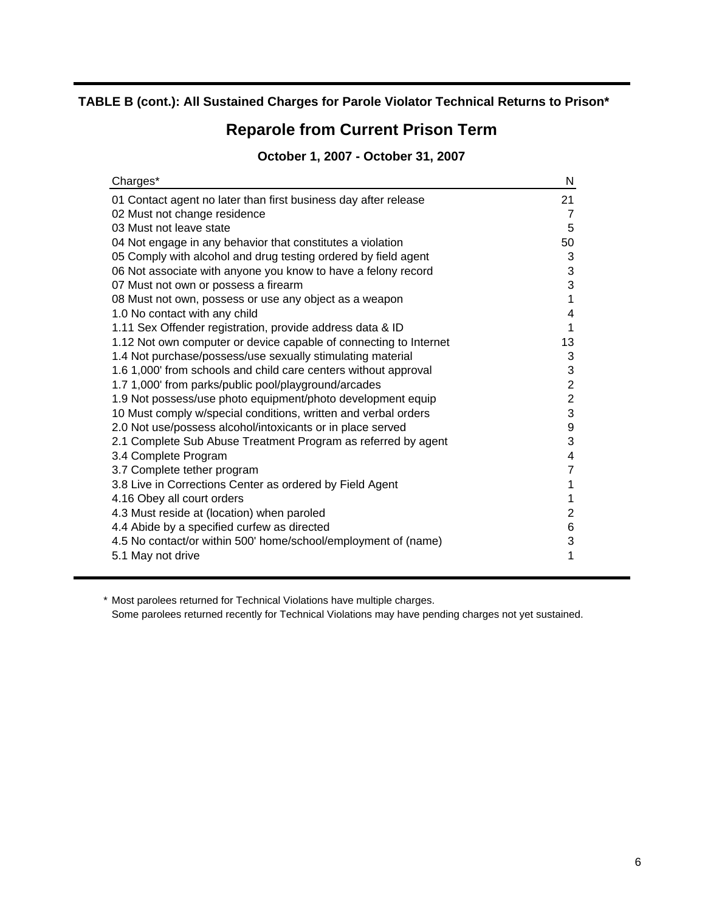**TABLE B (cont.): All Sustained Charges for Parole Violator Technical Returns to Prison***

## Reparole from Current Prison Term

### October 1, 2007 - October 31, 2007

| Charges* | N |
|---|---|
| 01 Contact agent no later than first business day after release | 21 |
| 02 Must not change residence | 7 |
| 03 Must not leave state | 5 |
| 04 Not engage in any behavior that constitutes a violation | 50 |
| 05 Comply with alcohol and drug testing ordered by field agent | 3 |
| 06 Not associate with anyone you know to have a felony record | 3 |
| 07 Must not own or possess a firearm | 3 |
| 08 Must not own, possess or use any object as a weapon | 1 |
| 1.0 No contact with any child | 4 |
| 1.11 Sex Offender registration, provide address data & ID | 1 |
| 1.12 Not own computer or device capable of connecting to Internet | 13 |
| 1.4 Not purchase/possess/use sexually stimulating material | 3 |
| 1.6 1,000' from schools and child care centers without approval | 3 |
| 1.7 1,000' from parks/public pool/playground/arcades | 2 |
| 1.9 Not possess/use photo equipment/photo development equip | 2 |
| 10 Must comply w/special conditions, written and verbal orders | 3 |
| 2.0 Not use/possess alcohol/intoxicants or in place served | 9 |
| 2.1 Complete Sub Abuse Treatment Program as referred by agent | 3 |
| 3.4 Complete Program | 4 |
| 3.7 Complete tether program | 7 |
| 3.8 Live in Corrections Center as ordered by Field Agent | 1 |
| 4.16 Obey all court orders | 1 |
| 4.3 Must reside at (location) when paroled | 2 |
| 4.4 Abide by a specified curfew as directed | 6 |
| 4.5 No contact/or within 500' home/school/employment of (name) | 3 |
| 5.1 May not drive | 1 |

\* Most parolees returned for Technical Violations have multiple charges.
Some parolees returned recently for Technical Violations may have pending charges not yet sustained.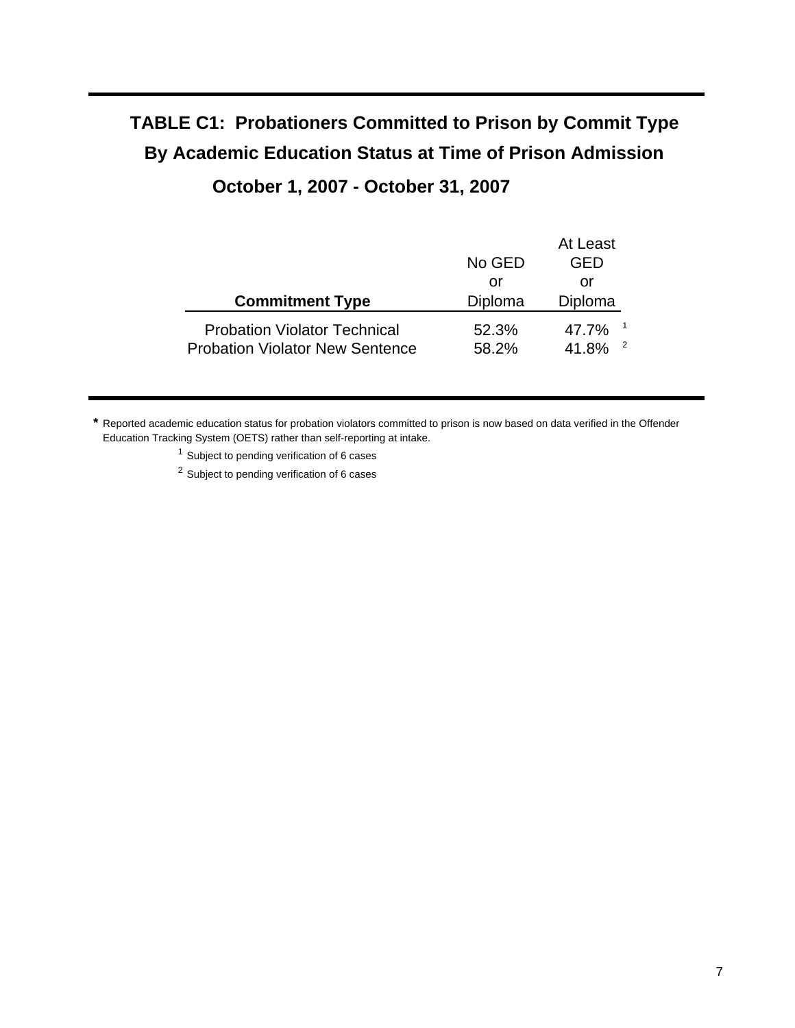# TABLE C1: Probationers Committed to Prison by Commit Type By Academic Education Status at Time of Prison Admission

## October 1, 2007 - October 31, 2007

| **Commitment Type** | No GED or Diploma | At Least GED or Diploma |
|---|---|---|
| Probation Violator Technical | 52.3% | 47.7% [1] |
| Probation Violator New Sentence | 58.2% | 41.8% [2] |

**\*** Reported academic education status for probation violators committed to prison is now based on data verified in the Offender Education Tracking System (OETS) rather than self-reporting at intake.

[1] Subject to pending verification of 6 cases

[2] Subject to pending verification of 6 cases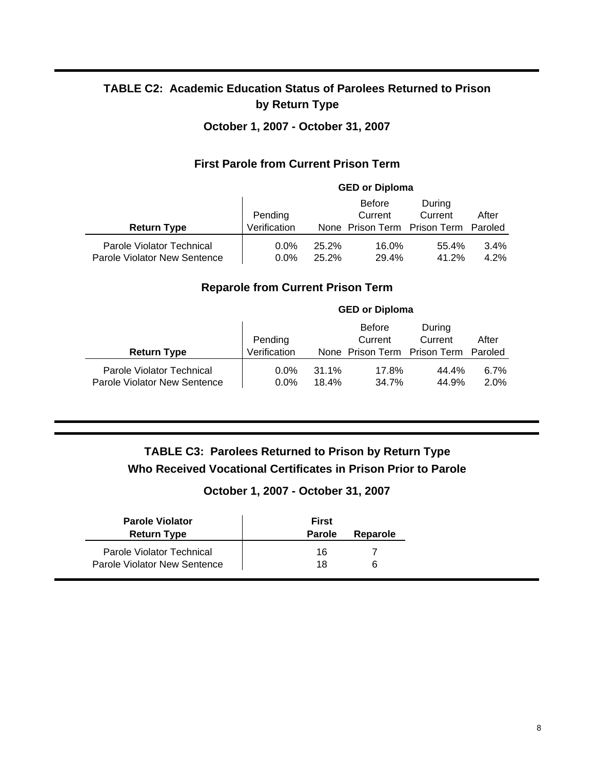## TABLE C2: Academic Education Status of Parolees Returned to Prison by Return Type

### October 1, 2007 - October 31, 2007

### First Parole from Current Prison Term

| | GED or Diploma | | | | |
|---|---|---|---|---|---|
| **Return Type** | Pending Verification | None | Before Current Prison Term | During Current Prison Term | After Paroled |
| Parole Violator Technical | 0.0% | 25.2% | 16.0% | 55.4% | 3.4% |
| Parole Violator New Sentence | 0.0% | 25.2% | 29.4% | 41.2% | 4.2% |

### Reparole from Current Prison Term

| | GED or Diploma | | | | |
|---|---|---|---|---|---|
| **Return Type** | Pending Verification | None | Before Current Prison Term | During Current Prison Term | After Paroled |
| Parole Violator Technical | 0.0% | 31.1% | 17.8% | 44.4% | 6.7% |
| Parole Violator New Sentence | 0.0% | 18.4% | 34.7% | 44.9% | 2.0% |

## TABLE C3: Parolees Returned to Prison by Return Type Who Received Vocational Certificates in Prison Prior to Parole

### October 1, 2007 - October 31, 2007

| **Parole Violator Return Type** | **First Parole** | **Reparole** |
|---|---|---|
| Parole Violator Technical | 16 | 7 |
| Parole Violator New Sentence | 18 | 6 |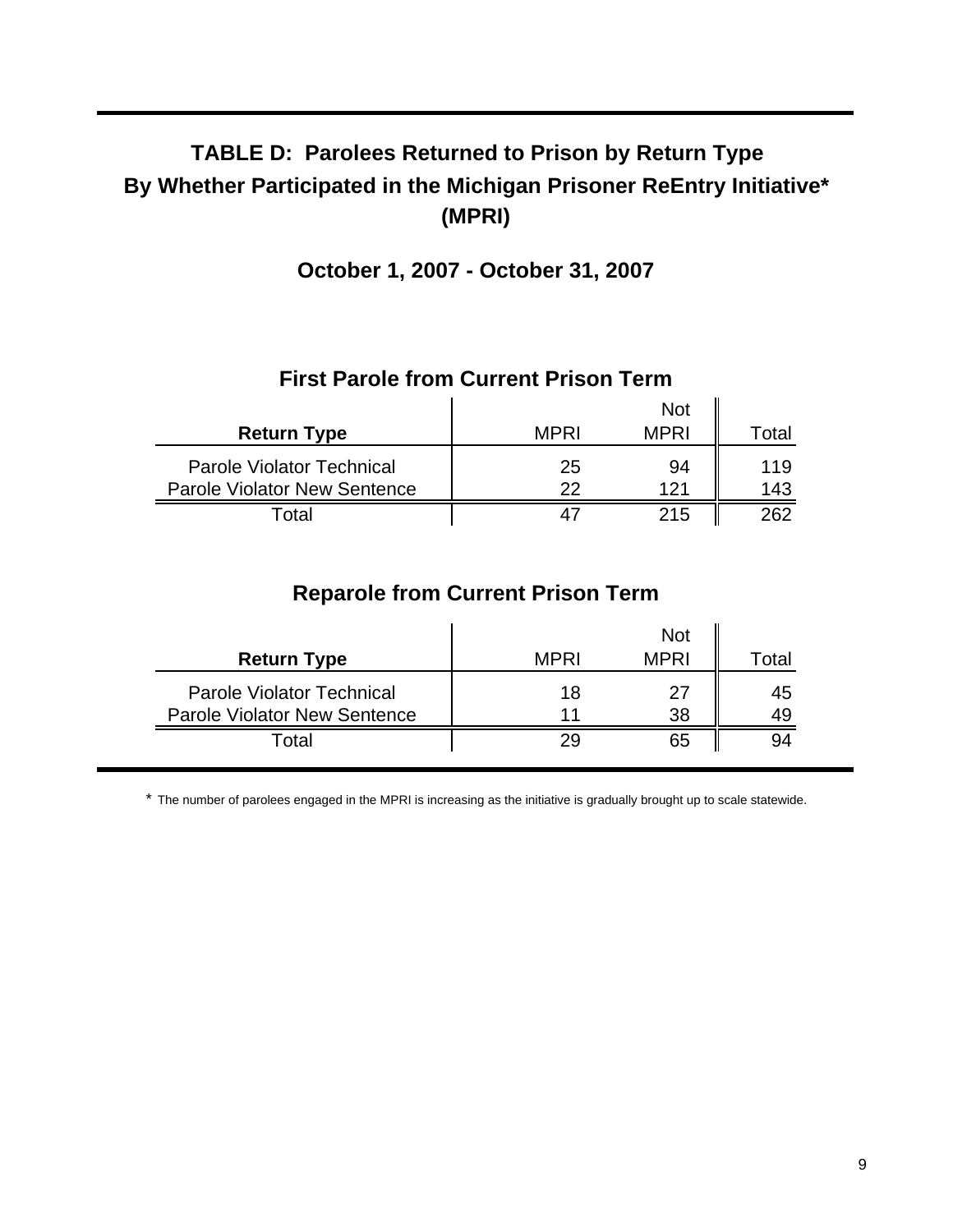# TABLE D: Parolees Returned to Prison by Return Type By Whether Participated in the Michigan Prisoner ReEntry Initiative* (MPRI)

## October 1, 2007 - October 31, 2007

### First Parole from Current Prison Term

| Return Type | MPRI | Not MPRI | Total |
|---|---|---|---|
| Parole Violator Technical | 25 | 94 | 119 |
| Parole Violator New Sentence | 22 | 121 | 143 |
| Total | 47 | 215 | 262 |

### Reparole from Current Prison Term

| Return Type | MPRI | Not MPRI | Total |
|---|---|---|---|
| Parole Violator Technical | 18 | 27 | 45 |
| Parole Violator New Sentence | 11 | 38 | 49 |
| Total | 29 | 65 | 94 |

* The number of parolees engaged in the MPRI is increasing as the initiative is gradually brought up to scale statewide.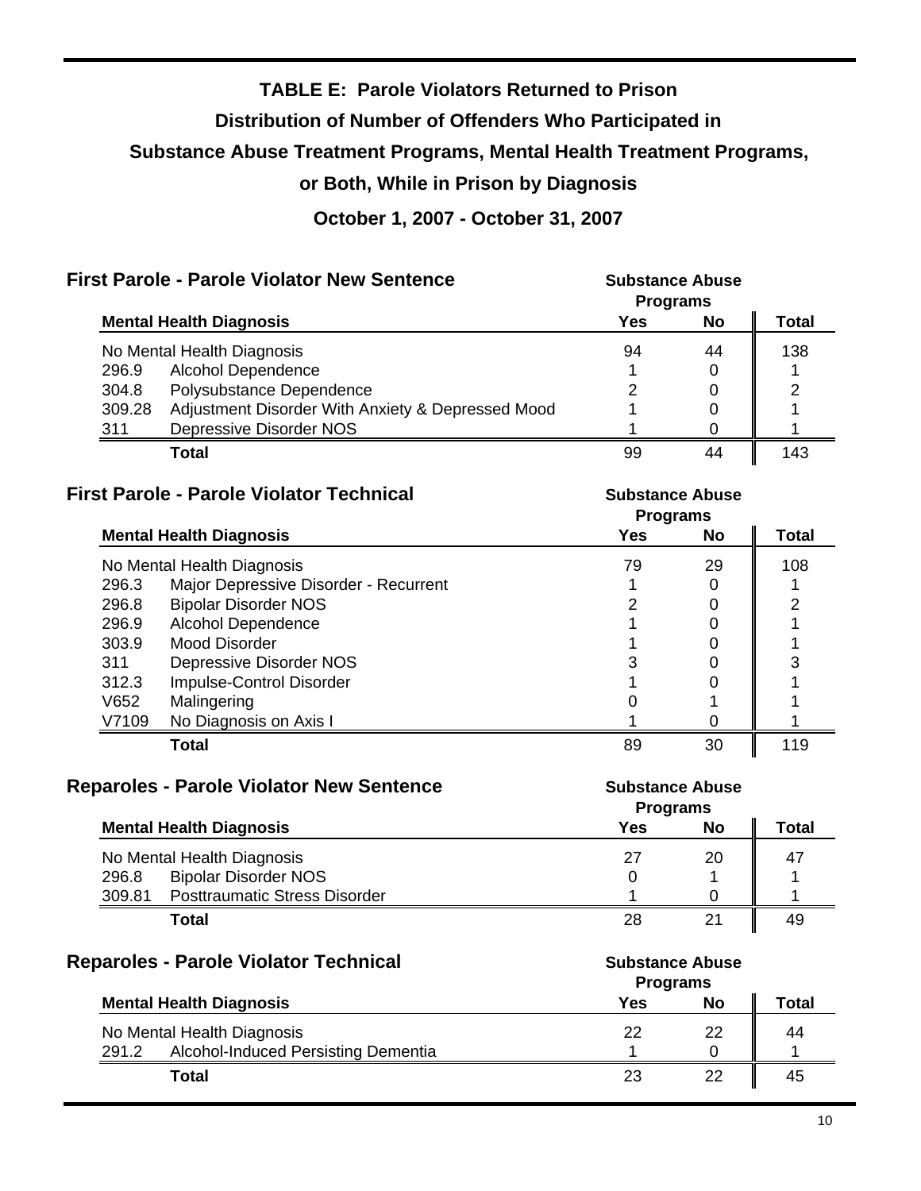# TABLE E: Parole Violators Returned to Prison

## Distribution of Number of Offenders Who Participated in Substance Abuse Treatment Programs, Mental Health Treatment Programs, or Both, While in Prison by Diagnosis

## October 1, 2007 - October 31, 2007

### First Parole - Parole Violator New Sentence

| Mental Health Diagnosis | | Substance Abuse Programs Yes | Substance Abuse Programs No | Total |
|---|---|---|---|---|
| No Mental Health Diagnosis | | 94 | 44 | 138 |
| 296.9 | Alcohol Dependence | 1 | 0 | 1 |
| 304.8 | Polysubstance Dependence | 2 | 0 | 2 |
| 309.28 | Adjustment Disorder With Anxiety & Depressed Mood | 1 | 0 | 1 |
| 311 | Depressive Disorder NOS | 1 | 0 | 1 |
| | **Total** | 99 | 44 | 143 |

### First Parole - Parole Violator Technical

| Mental Health Diagnosis | | Substance Abuse Programs Yes | Substance Abuse Programs No | Total |
|---|---|---|---|---|
| No Mental Health Diagnosis | | 79 | 29 | 108 |
| 296.3 | Major Depressive Disorder - Recurrent | 1 | 0 | 1 |
| 296.8 | Bipolar Disorder NOS | 2 | 0 | 2 |
| 296.9 | Alcohol Dependence | 1 | 0 | 1 |
| 303.9 | Mood Disorder | 1 | 0 | 1 |
| 311 | Depressive Disorder NOS | 3 | 0 | 3 |
| 312.3 | Impulse-Control Disorder | 1 | 0 | 1 |
| V652 | Malingering | 0 | 1 | 1 |
| V7109 | No Diagnosis on Axis I | 1 | 0 | 1 |
| | **Total** | 89 | 30 | 119 |

### Reparoles - Parole Violator New Sentence

| Mental Health Diagnosis | | Substance Abuse Programs Yes | Substance Abuse Programs No | Total |
|---|---|---|---|---|
| No Mental Health Diagnosis | | 27 | 20 | 47 |
| 296.8 | Bipolar Disorder NOS | 0 | 1 | 1 |
| 309.81 | Posttraumatic Stress Disorder | 1 | 0 | 1 |
| | **Total** | 28 | 21 | 49 |

### Reparoles - Parole Violator Technical

| Mental Health Diagnosis | | Substance Abuse Programs Yes | Substance Abuse Programs No | Total |
|---|---|---|---|---|
| No Mental Health Diagnosis | | 22 | 22 | 44 |
| 291.2 | Alcohol-Induced Persisting Dementia | 1 | 0 | 1 |
| | **Total** | 23 | 22 | 45 |